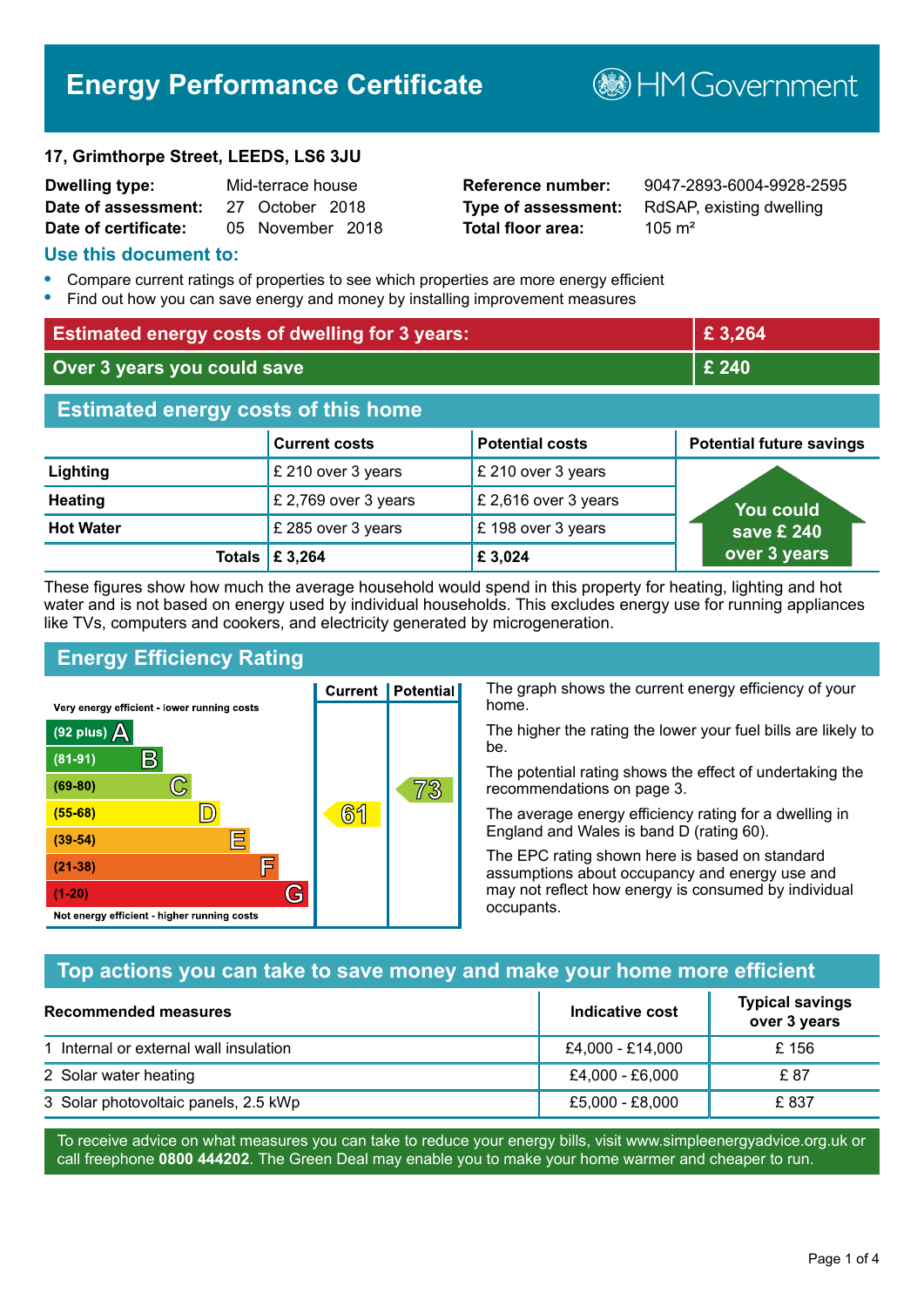# Energy Performance Certificate

HM Government

**17, Grimthorpe Street, LEEDS, LS6 3JU**

| | | | |
|---|---|---|---|
| **Dwelling type:** | Mid-terrace house | **Reference number:** | 9047-2893-6004-9928-2595 |
| **Date of assessment:** | 27 October 2018 | **Type of assessment:** | RdSAP, existing dwelling |
| **Date of certificate:** | 05 November 2018 | **Total floor area:** | 105 m² |

## Use this document to:

- Compare current ratings of properties to see which properties are more energy efficient
- Find out how you can save energy and money by installing improvement measures

| | |
|---|---|
| **Estimated energy costs of dwelling for 3 years:** | **£ 3,264** |
| **Over 3 years you could save** | **£ 240** |

## Estimated energy costs of this home

| | Current costs | Potential costs | Potential future savings |
|---|---|---|---|
| **Lighting** | £ 210 over 3 years | £ 210 over 3 years | You could save £ 240 over 3 years |
| **Heating** | £ 2,769 over 3 years | £ 2,616 over 3 years | |
| **Hot Water** | £ 285 over 3 years | £ 198 over 3 years | |
| **Totals** | **£ 3,264** | **£ 3,024** | |

These figures show how much the average household would spend in this property for heating, lighting and hot water and is not based on energy used by individual households. This excludes energy use for running appliances like TVs, computers and cookers, and electricity generated by microgeneration.

## Energy Efficiency Rating

Very energy efficient - lower running costs

| Rating | Band | Current | Potential |
|---|---|---|---|
| (92 plus) | A | | |
| (81-91) | B | | |
| (69-80) | C | | 73 |
| (55-68) | D | 61 | |
| (39-54) | E | | |
| (21-38) | F | | |
| (1-20) | G | | |

Not energy efficient - higher running costs

The graph shows the current energy efficiency of your home.

The higher the rating the lower your fuel bills are likely to be.

The potential rating shows the effect of undertaking the recommendations on page 3.

The average energy efficiency rating for a dwelling in England and Wales is band D (rating 60).

The EPC rating shown here is based on standard assumptions about occupancy and energy use and may not reflect how energy is consumed by individual occupants.

## Top actions you can take to save money and make your home more efficient

| Recommended measures | Indicative cost | Typical savings over 3 years |
|---|---|---|
| 1 Internal or external wall insulation | £4,000 - £14,000 | £ 156 |
| 2 Solar water heating | £4,000 - £6,000 | £ 87 |
| 3 Solar photovoltaic panels, 2.5 kWp | £5,000 - £8,000 | £ 837 |

To receive advice on what measures you can take to reduce your energy bills, visit www.simpleenergyadvice.org.uk or call freephone **0800 444202**. The Green Deal may enable you to make your home warmer and cheaper to run.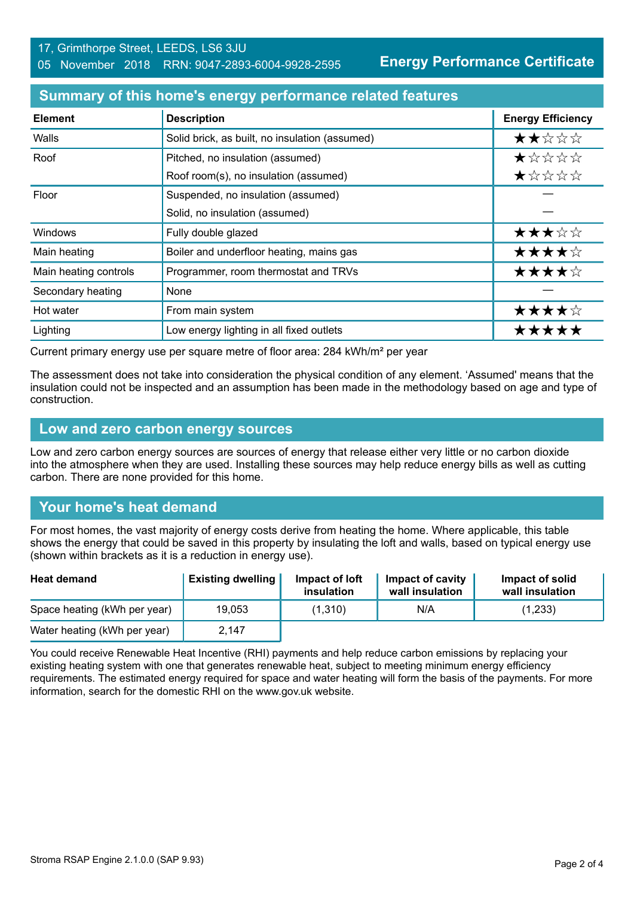17, Grimthorpe Street, LEEDS, LS6 3JU
05 November 2018 RRN: 9047-2893-6004-9928-2595

**Energy Performance Certificate**

## Summary of this home's energy performance related features

| Element | Description | Energy Efficiency |
|---|---|---|
| Walls | Solid brick, as built, no insulation (assumed) | ★★☆☆☆ |
| Roof | Pitched, no insulation (assumed) | ★☆☆☆☆ |
| | Roof room(s), no insulation (assumed) | ★☆☆☆☆ |
| Floor | Suspended, no insulation (assumed) | — |
| | Solid, no insulation (assumed) | — |
| Windows | Fully double glazed | ★★★☆☆ |
| Main heating | Boiler and underfloor heating, mains gas | ★★★★☆ |
| Main heating controls | Programmer, room thermostat and TRVs | ★★★★☆ |
| Secondary heating | None | — |
| Hot water | From main system | ★★★★☆ |
| Lighting | Low energy lighting in all fixed outlets | ★★★★★ |

Current primary energy use per square metre of floor area: 284 kWh/m² per year

The assessment does not take into consideration the physical condition of any element. 'Assumed' means that the insulation could not be inspected and an assumption has been made in the methodology based on age and type of construction.

## Low and zero carbon energy sources

Low and zero carbon energy sources are sources of energy that release either very little or no carbon dioxide into the atmosphere when they are used. Installing these sources may help reduce energy bills as well as cutting carbon. There are none provided for this home.

## Your home's heat demand

For most homes, the vast majority of energy costs derive from heating the home. Where applicable, this table shows the energy that could be saved in this property by insulating the loft and walls, based on typical energy use (shown within brackets as it is a reduction in energy use).

| Heat demand | Existing dwelling | Impact of loft insulation | Impact of cavity wall insulation | Impact of solid wall insulation |
|---|---|---|---|---|
| Space heating (kWh per year) | 19,053 | (1,310) | N/A | (1,233) |
| Water heating (kWh per year) | 2,147 | | | |

You could receive Renewable Heat Incentive (RHI) payments and help reduce carbon emissions by replacing your existing heating system with one that generates renewable heat, subject to meeting minimum energy efficiency requirements. The estimated energy required for space and water heating will form the basis of the payments. For more information, search for the domestic RHI on the www.gov.uk website.

Stroma RSAP Engine 2.1.0.0 (SAP 9.93)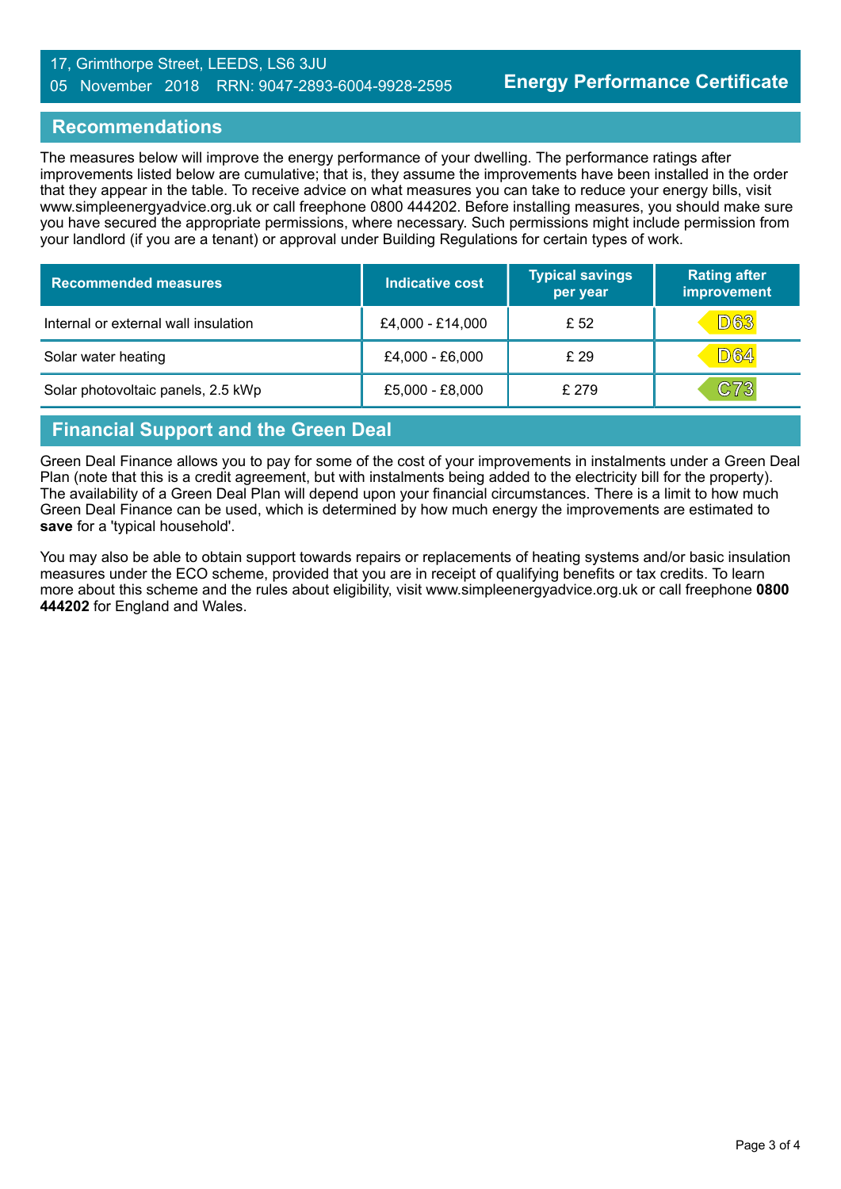17, Grimthorpe Street, LEEDS, LS6 3JU
05 November 2018 RRN: 9047-2893-6004-9928-2595

**Energy Performance Certificate**

## Recommendations

The measures below will improve the energy performance of your dwelling. The performance ratings after improvements listed below are cumulative; that is, they assume the improvements have been installed in the order that they appear in the table. To receive advice on what measures you can take to reduce your energy bills, visit www.simpleenergyadvice.org.uk or call freephone 0800 444202. Before installing measures, you should make sure you have secured the appropriate permissions, where necessary. Such permissions might include permission from your landlord (if you are a tenant) or approval under Building Regulations for certain types of work.

| Recommended measures | Indicative cost | Typical savings per year | Rating after improvement |
|---|---|---|---|
| Internal or external wall insulation | £4,000 - £14,000 | £ 52 | D63 |
| Solar water heating | £4,000 - £6,000 | £ 29 | D64 |
| Solar photovoltaic panels, 2.5 kWp | £5,000 - £8,000 | £ 279 | C73 |

## Financial Support and the Green Deal

Green Deal Finance allows you to pay for some of the cost of your improvements in instalments under a Green Deal Plan (note that this is a credit agreement, but with instalments being added to the electricity bill for the property). The availability of a Green Deal Plan will depend upon your financial circumstances. There is a limit to how much Green Deal Finance can be used, which is determined by how much energy the improvements are estimated to **save** for a 'typical household'.

You may also be able to obtain support towards repairs or replacements of heating systems and/or basic insulation measures under the ECO scheme, provided that you are in receipt of qualifying benefits or tax credits. To learn more about this scheme and the rules about eligibility, visit www.simpleenergyadvice.org.uk or call freephone **0800 444202** for England and Wales.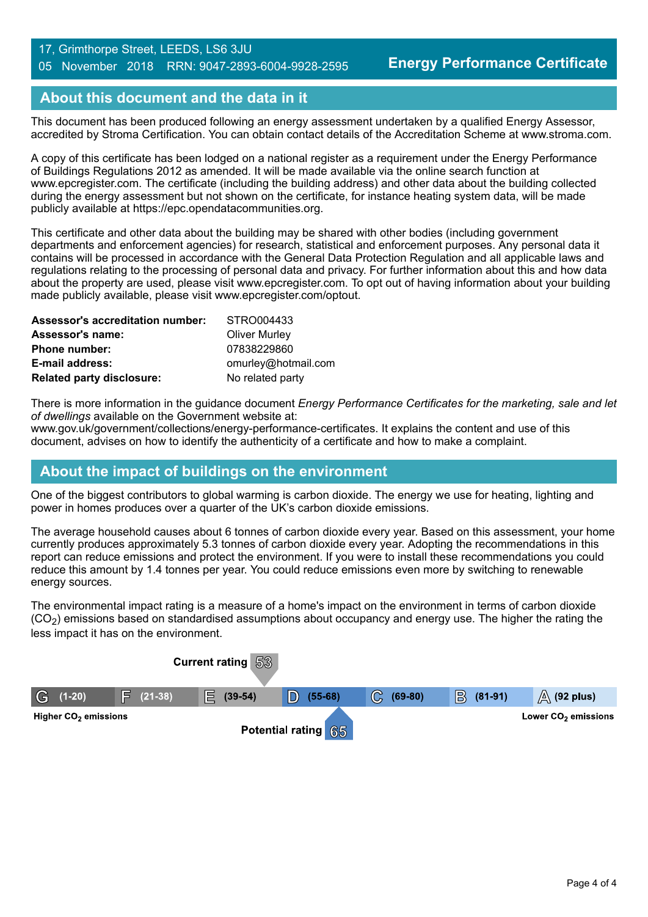17, Grimthorpe Street, LEEDS, LS6 3JU
05 November 2018 RRN: 9047-2893-6004-9928-2595

**Energy Performance Certificate**

## About this document and the data in it

This document has been produced following an energy assessment undertaken by a qualified Energy Assessor, accredited by Stroma Certification. You can obtain contact details of the Accreditation Scheme at www.stroma.com.

A copy of this certificate has been lodged on a national register as a requirement under the Energy Performance of Buildings Regulations 2012 as amended. It will be made available via the online search function at www.epcregister.com. The certificate (including the building address) and other data about the building collected during the energy assessment but not shown on the certificate, for instance heating system data, will be made publicly available at https://epc.opendatacommunities.org.

This certificate and other data about the building may be shared with other bodies (including government departments and enforcement agencies) for research, statistical and enforcement purposes. Any personal data it contains will be processed in accordance with the General Data Protection Regulation and all applicable laws and regulations relating to the processing of personal data and privacy. For further information about this and how data about the property are used, please visit www.epcregister.com. To opt out of having information about your building made publicly available, please visit www.epcregister.com/optout.

| | |
|---|---|
| **Assessor's accreditation number:** | STRO004433 |
| **Assessor's name:** | Oliver Murley |
| **Phone number:** | 07838229860 |
| **E-mail address:** | omurley@hotmail.com |
| **Related party disclosure:** | No related party |

There is more information in the guidance document *Energy Performance Certificates for the marketing, sale and let of dwellings* available on the Government website at: www.gov.uk/government/collections/energy-performance-certificates. It explains the content and use of this document, advises on how to identify the authenticity of a certificate and how to make a complaint.

## About the impact of buildings on the environment

One of the biggest contributors to global warming is carbon dioxide. The energy we use for heating, lighting and power in homes produces over a quarter of the UK's carbon dioxide emissions.

The average household causes about 6 tonnes of carbon dioxide every year. Based on this assessment, your home currently produces approximately 5.3 tonnes of carbon dioxide every year. Adopting the recommendations in this report can reduce emissions and protect the environment. If you were to install these recommendations you could reduce this amount by 1.4 tonnes per year. You could reduce emissions even more by switching to renewable energy sources.

The environmental impact rating is a measure of a home's impact on the environment in terms of carbon dioxide ($CO_2$) emissions based on standardised assumptions about occupancy and energy use. The higher the rating the less impact it has on the environment.

Current rating 53

G (1-20) F (21-38) E (39-54) D (55-68) C (69-80) B (81-91) A (92 plus)

Higher $CO_2$ emissions

Lower $CO_2$ emissions

Potential rating 65